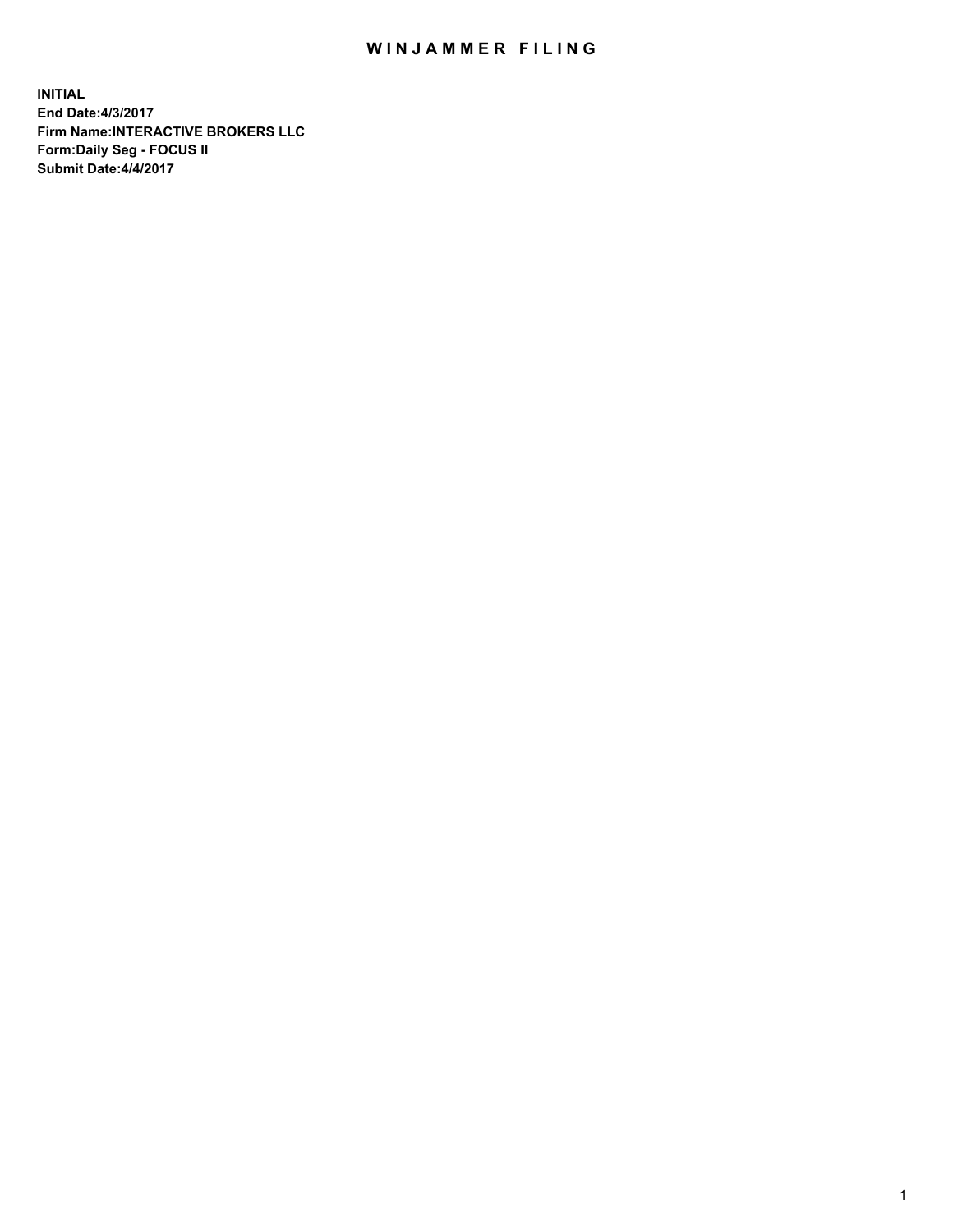# WINJAMMER FILING

**INITIAL**
**End Date:4/3/2017**
**Firm Name:INTERACTIVE BROKERS LLC**
**Form:Daily Seg - FOCUS II**
**Submit Date:4/4/2017**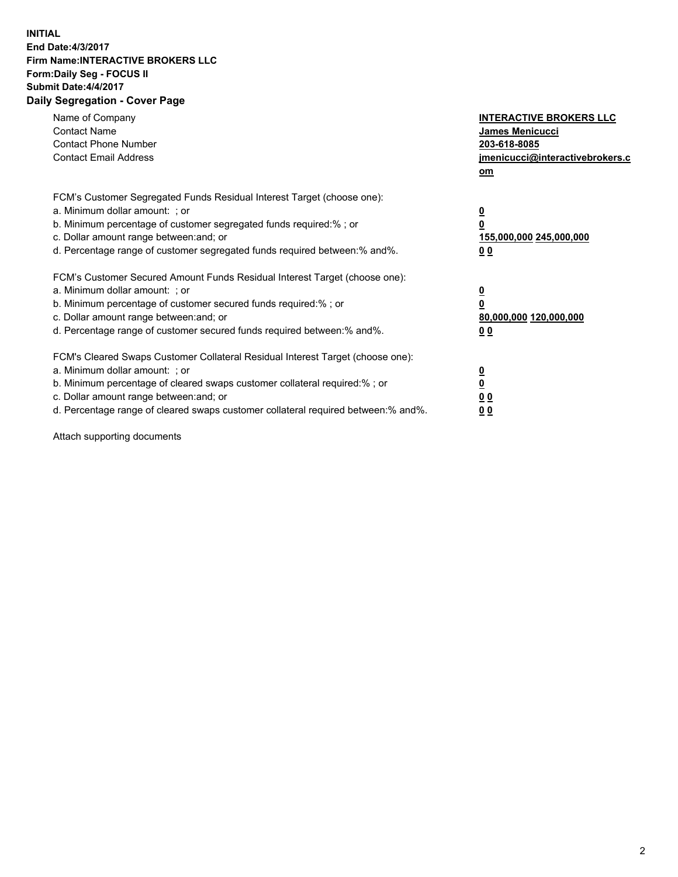**INITIAL**
**End Date:4/3/2017**
**Firm Name:INTERACTIVE BROKERS LLC**
**Form:Daily Seg - FOCUS II**
**Submit Date:4/4/2017**
**Daily Segregation - Cover Page**

| | |
|---|---|
| Name of Company | **INTERACTIVE BROKERS LLC** |
| Contact Name | **James Menicucci** |
| Contact Phone Number | **203-618-8085** |
| Contact Email Address | **jmenicucci@interactivebrokers.com** |

FCM's Customer Segregated Funds Residual Interest Target (choose one):

| | |
|---|---|
| a. Minimum dollar amount: ; or | **0** |
| b. Minimum percentage of customer segregated funds required:% ; or | **0** |
| c. Dollar amount range between:and; or | **155,000,000 245,000,000** |
| d. Percentage range of customer segregated funds required between:% and%. | **0 0** |

FCM's Customer Secured Amount Funds Residual Interest Target (choose one):

| | |
|---|---|
| a. Minimum dollar amount: ; or | **0** |
| b. Minimum percentage of customer secured funds required:% ; or | **0** |
| c. Dollar amount range between:and; or | **80,000,000 120,000,000** |
| d. Percentage range of customer secured funds required between:% and%. | **0 0** |

FCM's Cleared Swaps Customer Collateral Residual Interest Target (choose one):

| | |
|---|---|
| a. Minimum dollar amount: ; or | **0** |
| b. Minimum percentage of cleared swaps customer collateral required:% ; or | **0** |
| c. Dollar amount range between:and; or | **0 0** |
| d. Percentage range of cleared swaps customer collateral required between:% and%. | **0 0** |

Attach supporting documents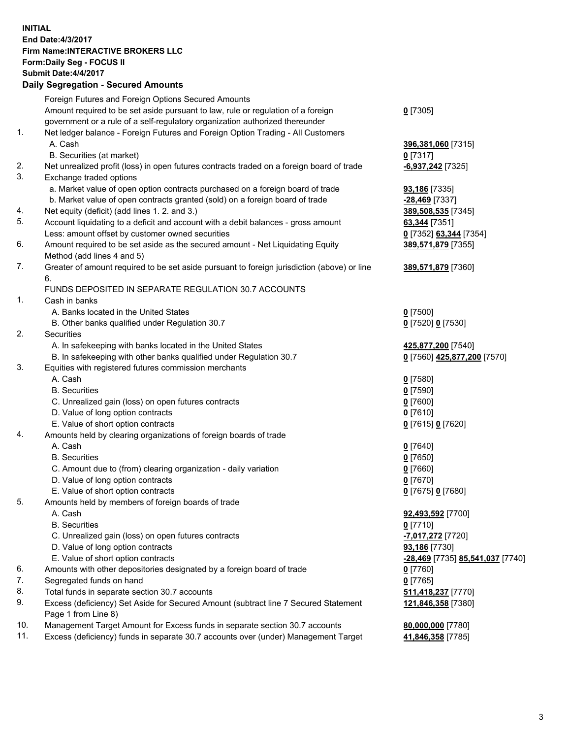**INITIAL**
**End Date:4/3/2017**
**Firm Name:INTERACTIVE BROKERS LLC**
**Form:Daily Seg - FOCUS II**
**Submit Date:4/4/2017**

### Daily Segregation - Secured Amounts

| | | |
|---|---|---|
| | Foreign Futures and Foreign Options Secured Amounts | |
| | Amount required to be set aside pursuant to law, rule or regulation of a foreign government or a rule of a self-regulatory organization authorized thereunder | **0** [7305] |
| 1. | Net ledger balance - Foreign Futures and Foreign Option Trading - All Customers | |
| | A. Cash | **396,381,060** [7315] |
| | B. Securities (at market) | **0** [7317] |
| 2. | Net unrealized profit (loss) in open futures contracts traded on a foreign board of trade | **-6,937,242** [7325] |
| 3. | Exchange traded options | |
| | a. Market value of open option contracts purchased on a foreign board of trade | **93,186** [7335] |
| | b. Market value of open contracts granted (sold) on a foreign board of trade | **-28,469** [7337] |
| 4. | Net equity (deficit) (add lines 1. 2. and 3.) | **389,508,535** [7345] |
| 5. | Account liquidating to a deficit and account with a debit balances - gross amount | **63,344** [7351] |
| | Less: amount offset by customer owned securities | **0** [7352] **63,344** [7354] |
| 6. | Amount required to be set aside as the secured amount - Net Liquidating Equity Method (add lines 4 and 5) | **389,571,879** [7355] |
| 7. | Greater of amount required to be set aside pursuant to foreign jurisdiction (above) or line 6. | **389,571,879** [7360] |
| | FUNDS DEPOSITED IN SEPARATE REGULATION 30.7 ACCOUNTS | |
| 1. | Cash in banks | |
| | A. Banks located in the United States | **0** [7500] |
| | B. Other banks qualified under Regulation 30.7 | **0** [7520] **0** [7530] |
| 2. | Securities | |
| | A. In safekeeping with banks located in the United States | **425,877,200** [7540] |
| | B. In safekeeping with other banks qualified under Regulation 30.7 | **0** [7560] **425,877,200** [7570] |
| 3. | Equities with registered futures commission merchants | |
| | A. Cash | **0** [7580] |
| | B. Securities | **0** [7590] |
| | C. Unrealized gain (loss) on open futures contracts | **0** [7600] |
| | D. Value of long option contracts | **0** [7610] |
| | E. Value of short option contracts | **0** [7615] **0** [7620] |
| 4. | Amounts held by clearing organizations of foreign boards of trade | |
| | A. Cash | **0** [7640] |
| | B. Securities | **0** [7650] |
| | C. Amount due to (from) clearing organization - daily variation | **0** [7660] |
| | D. Value of long option contracts | **0** [7670] |
| | E. Value of short option contracts | **0** [7675] **0** [7680] |
| 5. | Amounts held by members of foreign boards of trade | |
| | A. Cash | **92,493,592** [7700] |
| | B. Securities | **0** [7710] |
| | C. Unrealized gain (loss) on open futures contracts | **-7,017,272** [7720] |
| | D. Value of long option contracts | **93,186** [7730] |
| | E. Value of short option contracts | **-28,469** [7735] **85,541,037** [7740] |
| 6. | Amounts with other depositories designated by a foreign board of trade | **0** [7760] |
| 7. | Segregated funds on hand | **0** [7765] |
| 8. | Total funds in separate section 30.7 accounts | **511,418,237** [7770] |
| 9. | Excess (deficiency) Set Aside for Secured Amount (subtract line 7 Secured Statement Page 1 from Line 8) | **121,846,358** [7380] |
| 10. | Management Target Amount for Excess funds in separate section 30.7 accounts | **80,000,000** [7780] |
| 11. | Excess (deficiency) funds in separate 30.7 accounts over (under) Management Target | **41,846,358** [7785] |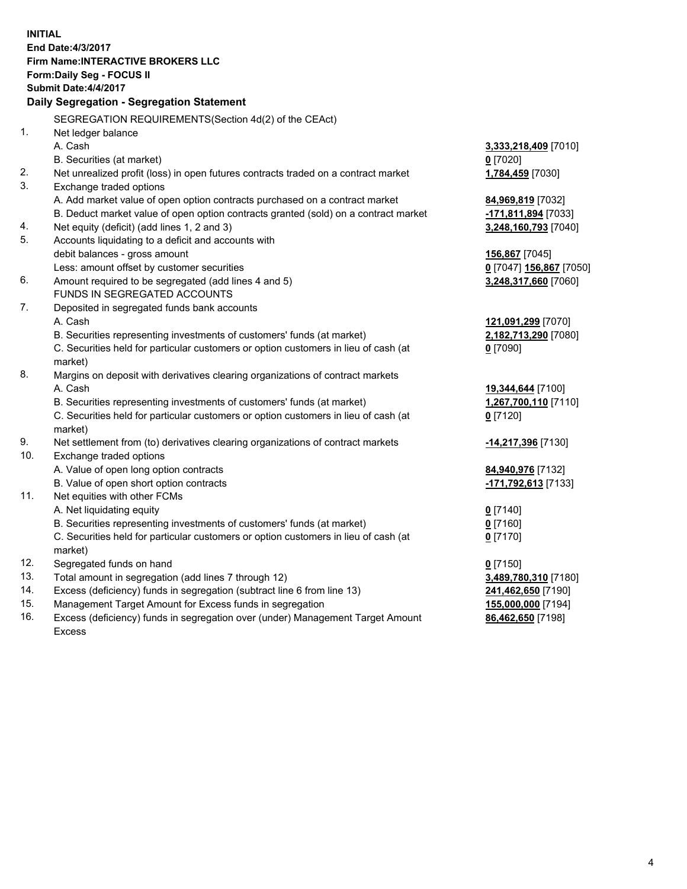**INITIAL**
**End Date:4/3/2017**
**Firm Name:INTERACTIVE BROKERS LLC**
**Form:Daily Seg - FOCUS II**
**Submit Date:4/4/2017**

**Daily Segregation - Segregation Statement**

| | | |
|---|---|---|
| | SEGREGATION REQUIREMENTS(Section 4d(2) of the CEAct) | |
| 1. | Net ledger balance | |
| | A. Cash | **3,333,218,409** [7010] |
| | B. Securities (at market) | **0** [7020] |
| 2. | Net unrealized profit (loss) in open futures contracts traded on a contract market | **1,784,459** [7030] |
| 3. | Exchange traded options | |
| | A. Add market value of open option contracts purchased on a contract market | **84,969,819** [7032] |
| | B. Deduct market value of open option contracts granted (sold) on a contract market | **-171,811,894** [7033] |
| 4. | Net equity (deficit) (add lines 1, 2 and 3) | **3,248,160,793** [7040] |
| 5. | Accounts liquidating to a deficit and accounts with | |
| | debit balances - gross amount | **156,867** [7045] |
| | Less: amount offset by customer securities | **0** [7047] **156,867** [7050] |
| 6. | Amount required to be segregated (add lines 4 and 5) | **3,248,317,660** [7060] |
| | FUNDS IN SEGREGATED ACCOUNTS | |
| 7. | Deposited in segregated funds bank accounts | |
| | A. Cash | **121,091,299** [7070] |
| | B. Securities representing investments of customers' funds (at market) | **2,182,713,290** [7080] |
| | C. Securities held for particular customers or option customers in lieu of cash (at market) | **0** [7090] |
| 8. | Margins on deposit with derivatives clearing organizations of contract markets | |
| | A. Cash | **19,344,644** [7100] |
| | B. Securities representing investments of customers' funds (at market) | **1,267,700,110** [7110] |
| | C. Securities held for particular customers or option customers in lieu of cash (at market) | **0** [7120] |
| 9. | Net settlement from (to) derivatives clearing organizations of contract markets | **-14,217,396** [7130] |
| 10. | Exchange traded options | |
| | A. Value of open long option contracts | **84,940,976** [7132] |
| | B. Value of open short option contracts | **-171,792,613** [7133] |
| 11. | Net equities with other FCMs | |
| | A. Net liquidating equity | **0** [7140] |
| | B. Securities representing investments of customers' funds (at market) | **0** [7160] |
| | C. Securities held for particular customers or option customers in lieu of cash (at market) | **0** [7170] |
| 12. | Segregated funds on hand | **0** [7150] |
| 13. | Total amount in segregation (add lines 7 through 12) | **3,489,780,310** [7180] |
| 14. | Excess (deficiency) funds in segregation (subtract line 6 from line 13) | **241,462,650** [7190] |
| 15. | Management Target Amount for Excess funds in segregation | **155,000,000** [7194] |
| 16. | Excess (deficiency) funds in segregation over (under) Management Target Amount Excess | **86,462,650** [7198] |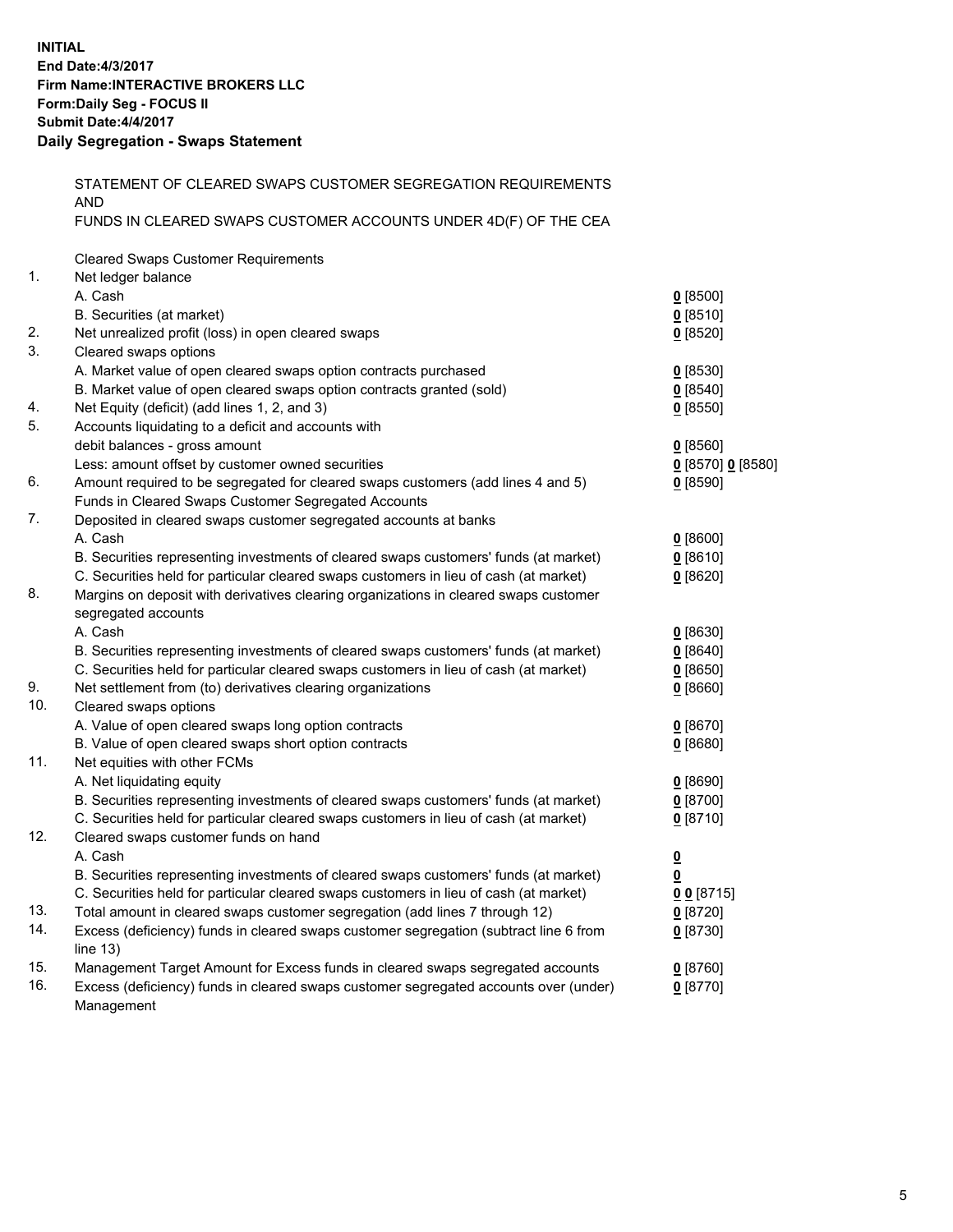**INITIAL**
**End Date:4/3/2017**
**Firm Name:INTERACTIVE BROKERS LLC**
**Form:Daily Seg - FOCUS II**
**Submit Date:4/4/2017**
**Daily Segregation - Swaps Statement**

STATEMENT OF CLEARED SWAPS CUSTOMER SEGREGATION REQUIREMENTS AND FUNDS IN CLEARED SWAPS CUSTOMER ACCOUNTS UNDER 4D(F) OF THE CEA

| | | |
|---|---|---|
| | Cleared Swaps Customer Requirements | |
| 1. | Net ledger balance | |
| | A. Cash | 0 [8500] |
| | B. Securities (at market) | 0 [8510] |
| 2. | Net unrealized profit (loss) in open cleared swaps | 0 [8520] |
| 3. | Cleared swaps options | |
| | A. Market value of open cleared swaps option contracts purchased | 0 [8530] |
| | B. Market value of open cleared swaps option contracts granted (sold) | 0 [8540] |
| 4. | Net Equity (deficit) (add lines 1, 2, and 3) | 0 [8550] |
| 5. | Accounts liquidating to a deficit and accounts with debit balances - gross amount | 0 [8560] |
| | Less: amount offset by customer owned securities | 0 [8570] 0 [8580] |
| 6. | Amount required to be segregated for cleared swaps customers (add lines 4 and 5) | 0 [8590] |
| | Funds in Cleared Swaps Customer Segregated Accounts | |
| 7. | Deposited in cleared swaps customer segregated accounts at banks | |
| | A. Cash | 0 [8600] |
| | B. Securities representing investments of cleared swaps customers' funds (at market) | 0 [8610] |
| | C. Securities held for particular cleared swaps customers in lieu of cash (at market) | 0 [8620] |
| 8. | Margins on deposit with derivatives clearing organizations in cleared swaps customer segregated accounts | |
| | A. Cash | 0 [8630] |
| | B. Securities representing investments of cleared swaps customers' funds (at market) | 0 [8640] |
| | C. Securities held for particular cleared swaps customers in lieu of cash (at market) | 0 [8650] |
| 9. | Net settlement from (to) derivatives clearing organizations | 0 [8660] |
| 10. | Cleared swaps options | |
| | A. Value of open cleared swaps long option contracts | 0 [8670] |
| | B. Value of open cleared swaps short option contracts | 0 [8680] |
| 11. | Net equities with other FCMs | |
| | A. Net liquidating equity | 0 [8690] |
| | B. Securities representing investments of cleared swaps customers' funds (at market) | 0 [8700] |
| | C. Securities held for particular cleared swaps customers in lieu of cash (at market) | 0 [8710] |
| 12. | Cleared swaps customer funds on hand | |
| | A. Cash | 0 |
| | B. Securities representing investments of cleared swaps customers' funds (at market) | 0 |
| | C. Securities held for particular cleared swaps customers in lieu of cash (at market) | 0 0 [8715] |
| 13. | Total amount in cleared swaps customer segregation (add lines 7 through 12) | 0 [8720] |
| 14. | Excess (deficiency) funds in cleared swaps customer segregation (subtract line 6 from line 13) | 0 [8730] |
| 15. | Management Target Amount for Excess funds in cleared swaps segregated accounts | 0 [8760] |
| 16. | Excess (deficiency) funds in cleared swaps customer segregated accounts over (under) Management | 0 [8770] |